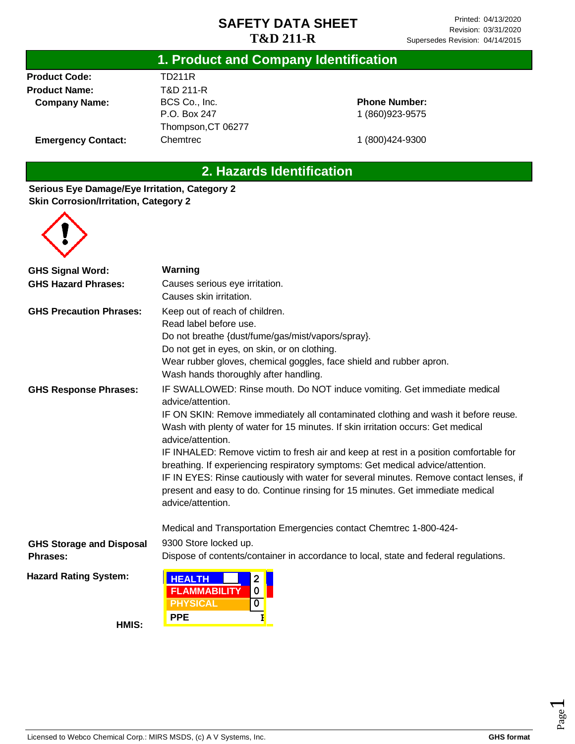# SAFETY DATA SHEET
## T&D 211-R

Printed: 04/13/2020
Revision: 03/31/2020
Supersedes Revision: 04/14/2015

## 1. Product and Company Identification

**Product Code:** TD211R

**Product Name:** T&D 211-R

**Company Name:** BCS Co., Inc.
P.O. Box 247
Thompson,CT 06277

**Phone Number:** 1 (860)923-9575

**Emergency Contact:** Chemtrec 1 (800)424-9300

## 2. Hazards Identification

**Serious Eye Damage/Eye Irritation, Category 2**
**Skin Corrosion/Irritation, Category 2**

**GHS Signal Word:** **Warning**

**GHS Hazard Phrases:**
Causes serious eye irritation.
Causes skin irritation.

**GHS Precaution Phrases:**
Keep out of reach of children.
Read label before use.
Do not breathe {dust/fume/gas/mist/vapors/spray}.
Do not get in eyes, on skin, or on clothing.
Wear rubber gloves, chemical goggles, face shield and rubber apron.
Wash hands thoroughly after handling.

**GHS Response Phrases:**
IF SWALLOWED: Rinse mouth. Do NOT induce vomiting. Get immediate medical advice/attention.
IF ON SKIN: Remove immediately all contaminated clothing and wash it before reuse. Wash with plenty of water for 15 minutes. If skin irritation occurs: Get medical advice/attention.
IF INHALED: Remove victim to fresh air and keep at rest in a position comfortable for breathing. If experiencing respiratory symptoms: Get medical advice/attention.
IF IN EYES: Rinse cautiously with water for several minutes. Remove contact lenses, if present and easy to do. Continue rinsing for 15 minutes. Get immediate medical advice/attention.

Medical and Transportation Emergencies contact Chemtrec 1-800-424-9300

**GHS Storage and Disposal Phrases:**
Store locked up.
Dispose of contents/container in accordance to local, state and federal regulations.

**Hazard Rating System:**

**HMIS:**

| | |
|---|---|
| HEALTH | 2 |
| FLAMMABILITY | 0 |
| PHYSICAL | 0 |
| PPE | E |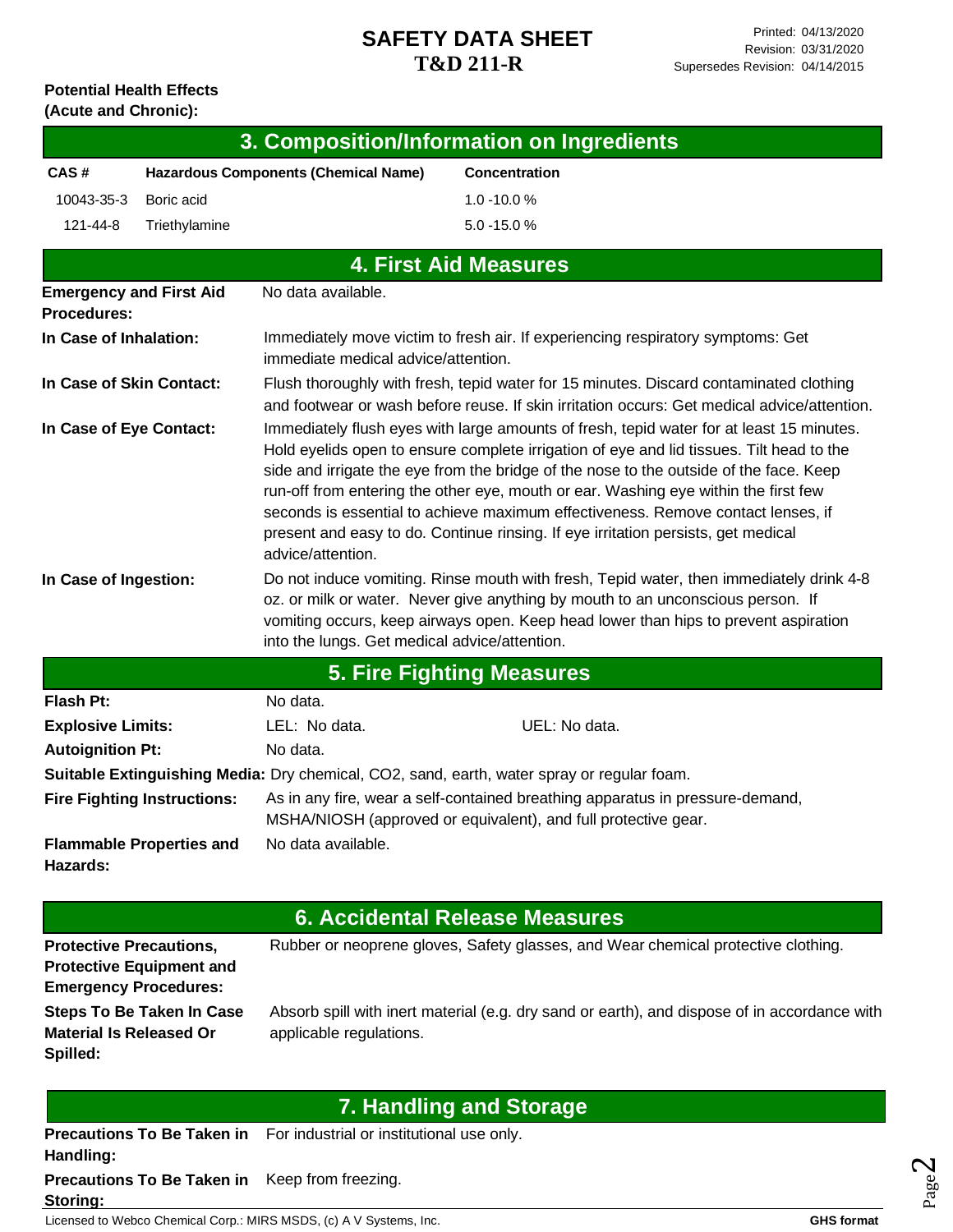**Potential Health Effects (Acute and Chronic):**

## 3. Composition/Information on Ingredients

| CAS # | Hazardous Components (Chemical Name) | Concentration |
|---|---|---|
| 10043-35-3 | Boric acid | 1.0 -10.0 % |
| 121-44-8 | Triethylamine | 5.0 -15.0 % |

## 4. First Aid Measures

**Emergency and First Aid Procedures:** No data available.

**In Case of Inhalation:** Immediately move victim to fresh air. If experiencing respiratory symptoms: Get immediate medical advice/attention.

**In Case of Skin Contact:** Flush thoroughly with fresh, tepid water for 15 minutes. Discard contaminated clothing and footwear or wash before reuse. If skin irritation occurs: Get medical advice/attention.

**In Case of Eye Contact:** Immediately flush eyes with large amounts of fresh, tepid water for at least 15 minutes. Hold eyelids open to ensure complete irrigation of eye and lid tissues. Tilt head to the side and irrigate the eye from the bridge of the nose to the outside of the face. Keep run-off from entering the other eye, mouth or ear. Washing eye within the first few seconds is essential to achieve maximum effectiveness. Remove contact lenses, if present and easy to do. Continue rinsing. If eye irritation persists, get medical advice/attention.

**In Case of Ingestion:** Do not induce vomiting. Rinse mouth with fresh, Tepid water, then immediately drink 4-8 oz. or milk or water. Never give anything by mouth to an unconscious person. If vomiting occurs, keep airways open. Keep head lower than hips to prevent aspiration into the lungs. Get medical advice/attention.

## 5. Fire Fighting Measures

**Flash Pt:** No data.

**Explosive Limits:** LEL: No data. UEL: No data.

**Autoignition Pt:** No data.

**Suitable Extinguishing Media:** Dry chemical, CO2, sand, earth, water spray or regular foam.

**Fire Fighting Instructions:** As in any fire, wear a self-contained breathing apparatus in pressure-demand, MSHA/NIOSH (approved or equivalent), and full protective gear.

**Flammable Properties and Hazards:** No data available.

## 6. Accidental Release Measures

**Protective Precautions, Protective Equipment and Emergency Procedures:** Rubber or neoprene gloves, Safety glasses, and Wear chemical protective clothing.

**Steps To Be Taken In Case Material Is Released Or Spilled:** Absorb spill with inert material (e.g. dry sand or earth), and dispose of in accordance with applicable regulations.

## 7. Handling and Storage

**Precautions To Be Taken in Handling:** For industrial or institutional use only.

**Precautions To Be Taken in Storing:** Keep from freezing.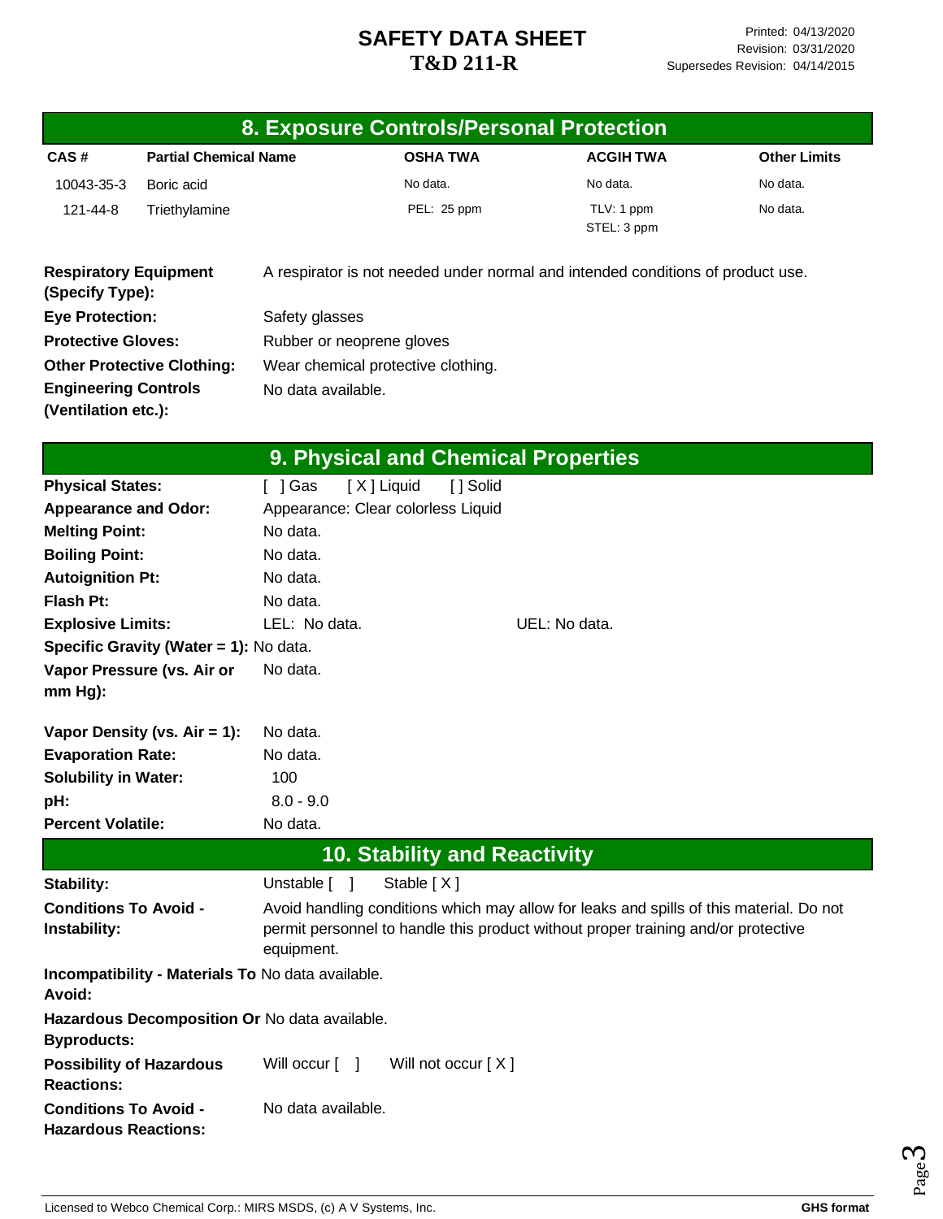# SAFETY DATA SHEET
## T&D 211-R

Printed: 04/13/2020
Revision: 03/31/2020
Supersedes Revision: 04/14/2015

## 8. Exposure Controls/Personal Protection

| CAS # | Partial Chemical Name | OSHA TWA | ACGIH TWA | Other Limits |
|---|---|---|---|---|
| 10043-35-3 | Boric acid | No data. | No data. | No data. |
| 121-44-8 | Triethylamine | PEL: 25 ppm | TLV: 1 ppm<br>STEL: 3 ppm | No data. |

**Respiratory Equipment (Specify Type):** A respirator is not needed under normal and intended conditions of product use.

**Eye Protection:** Safety glasses

**Protective Gloves:** Rubber or neoprene gloves

**Other Protective Clothing:** Wear chemical protective clothing.

**Engineering Controls (Ventilation etc.):** No data available.

## 9. Physical and Chemical Properties

**Physical States:** [ ] Gas [ X ] Liquid [ ] Solid

**Appearance and Odor:** Appearance: Clear colorless Liquid

**Melting Point:** No data.

**Boiling Point:** No data.

**Autoignition Pt:** No data.

**Flash Pt:** No data.

**Explosive Limits:** LEL: No data. UEL: No data.

**Specific Gravity (Water = 1):** No data.

**Vapor Pressure (vs. Air or mm Hg):** No data.

**Vapor Density (vs. Air = 1):** No data.

**Evaporation Rate:** No data.

**Solubility in Water:** 100

**pH:** 8.0 - 9.0

**Percent Volatile:** No data.

## 10. Stability and Reactivity

**Stability:** Unstable [ ] Stable [ X ]

**Conditions To Avoid - Instability:** Avoid handling conditions which may allow for leaks and spills of this material. Do not permit personnel to handle this product without proper training and/or protective equipment.

**Incompatibility - Materials To Avoid:** No data available.

**Hazardous Decomposition Or Byproducts:** No data available.

**Possibility of Hazardous Reactions:** Will occur [ ] Will not occur [ X ]

**Conditions To Avoid - Hazardous Reactions:** No data available.

Licensed to Webco Chemical Corp.: MIRS MSDS, (c) A V Systems, Inc.

GHS format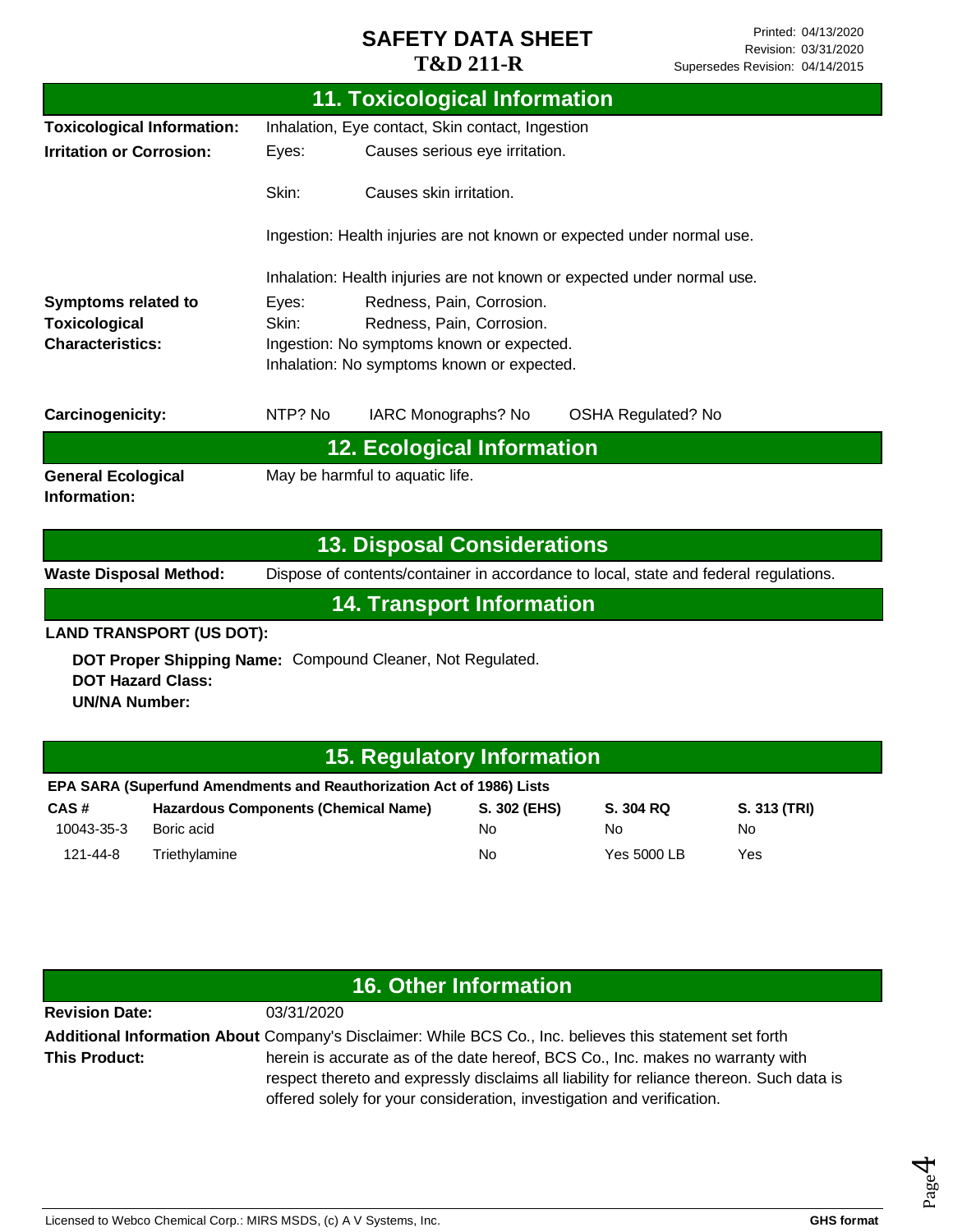## 11. Toxicological Information

**Toxicological Information:** Inhalation, Eye contact, Skin contact, Ingestion

**Irritation or Corrosion:**

Eyes: Causes serious eye irritation.

Skin: Causes skin irritation.

Ingestion: Health injuries are not known or expected under normal use.

Inhalation: Health injuries are not known or expected under normal use.

**Symptoms related to Toxicological Characteristics:**

Eyes: Redness, Pain, Corrosion.
Skin: Redness, Pain, Corrosion.
Ingestion: No symptoms known or expected.
Inhalation: No symptoms known or expected.

**Carcinogenicity:** NTP? No IARC Monographs? No OSHA Regulated? No

## 12. Ecological Information

**General Ecological Information:** May be harmful to aquatic life.

## 13. Disposal Considerations

**Waste Disposal Method:** Dispose of contents/container in accordance to local, state and federal regulations.

## 14. Transport Information

**LAND TRANSPORT (US DOT):**

**DOT Proper Shipping Name:** Compound Cleaner, Not Regulated.
**DOT Hazard Class:**
**UN/NA Number:**

## 15. Regulatory Information

**EPA SARA (Superfund Amendments and Reauthorization Act of 1986) Lists**

| CAS # | Hazardous Components (Chemical Name) | S. 302 (EHS) | S. 304 RQ | S. 313 (TRI) |
|---|---|---|---|---|
| 10043-35-3 | Boric acid | No | No | No |
| 121-44-8 | Triethylamine | No | Yes 5000 LB | Yes |

## 16. Other Information

**Revision Date:** 03/31/2020

**Additional Information About This Product:** Company's Disclaimer: While BCS Co., Inc. believes this statement set forth herein is accurate as of the date hereof, BCS Co., Inc. makes no warranty with respect thereto and expressly disclaims all liability for reliance thereon. Such data is offered solely for your consideration, investigation and verification.